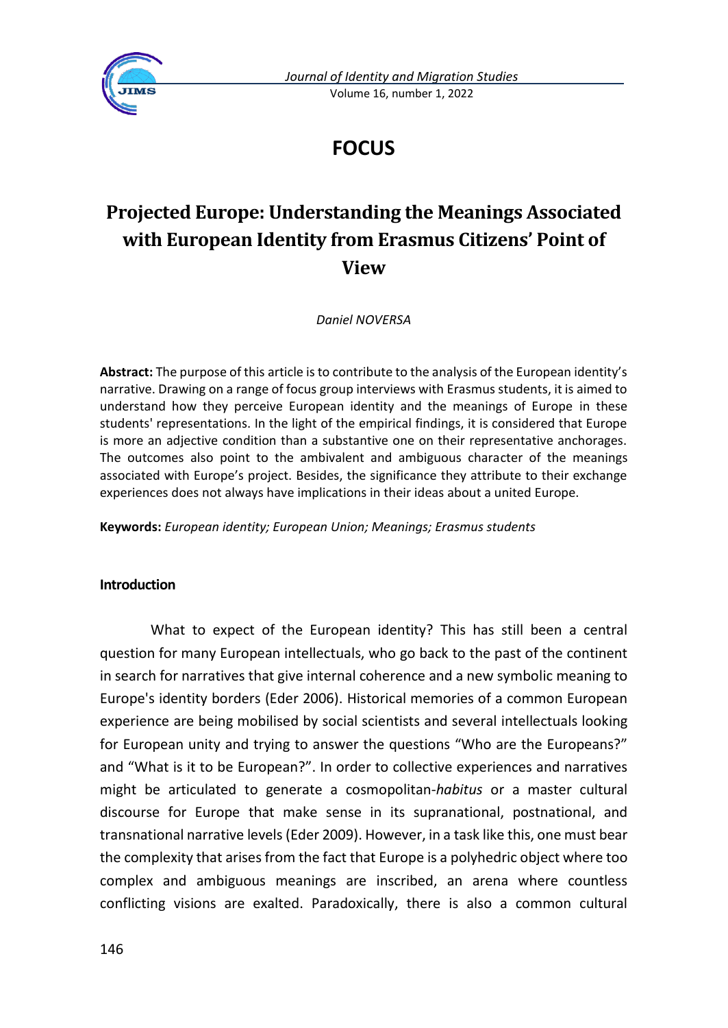# FOCUS

## Projected Europe: Understanding the Meanings Associated with European Identity from Erasmus Citizens' Point of View

*Daniel NOVERSA*

**Abstract:** The purpose of this article is to contribute to the analysis of the European identity's narrative. Drawing on a range of focus group interviews with Erasmus students, it is aimed to understand how they perceive European identity and the meanings of Europe in these students' representations. In the light of the empirical findings, it is considered that Europe is more an adjective condition than a substantive one on their representative anchorages. The outcomes also point to the ambivalent and ambiguous character of the meanings associated with Europe's project. Besides, the significance they attribute to their exchange experiences does not always have implications in their ideas about a united Europe.

**Keywords:** *European identity; European Union; Meanings; Erasmus students*

### Introduction

What to expect of the European identity? This has still been a central question for many European intellectuals, who go back to the past of the continent in search for narratives that give internal coherence and a new symbolic meaning to Europe's identity borders (Eder 2006). Historical memories of a common European experience are being mobilised by social scientists and several intellectuals looking for European unity and trying to answer the questions "Who are the Europeans?" and "What is it to be European?". In order to collective experiences and narratives might be articulated to generate a cosmopolitan-*habitus* or a master cultural discourse for Europe that make sense in its supranational, postnational, and transnational narrative levels (Eder 2009). However, in a task like this, one must bear the complexity that arises from the fact that Europe is a polyhedric object where too complex and ambiguous meanings are inscribed, an arena where countless conflicting visions are exalted. Paradoxically, there is also a common cultural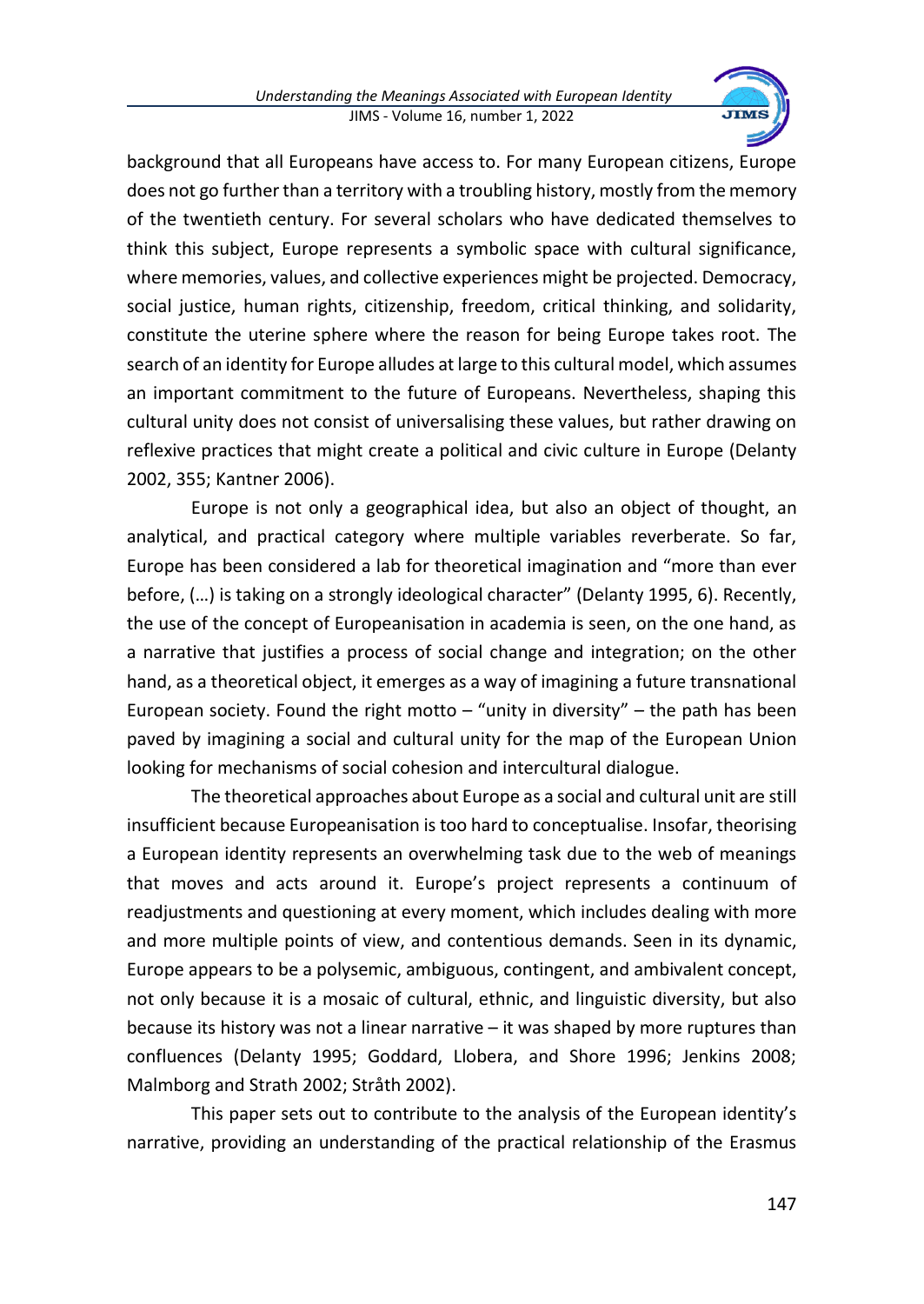background that all Europeans have access to. For many European citizens, Europe does not go further than a territory with a troubling history, mostly from the memory of the twentieth century. For several scholars who have dedicated themselves to think this subject, Europe represents a symbolic space with cultural significance, where memories, values, and collective experiences might be projected. Democracy, social justice, human rights, citizenship, freedom, critical thinking, and solidarity, constitute the uterine sphere where the reason for being Europe takes root. The search of an identity for Europe alludes at large to this cultural model, which assumes an important commitment to the future of Europeans. Nevertheless, shaping this cultural unity does not consist of universalising these values, but rather drawing on reflexive practices that might create a political and civic culture in Europe (Delanty 2002, 355; Kantner 2006).

Europe is not only a geographical idea, but also an object of thought, an analytical, and practical category where multiple variables reverberate. So far, Europe has been considered a lab for theoretical imagination and "more than ever before, (…) is taking on a strongly ideological character" (Delanty 1995, 6). Recently, the use of the concept of Europeanisation in academia is seen, on the one hand, as a narrative that justifies a process of social change and integration; on the other hand, as a theoretical object, it emerges as a way of imagining a future transnational European society. Found the right motto – "unity in diversity" – the path has been paved by imagining a social and cultural unity for the map of the European Union looking for mechanisms of social cohesion and intercultural dialogue.

The theoretical approaches about Europe as a social and cultural unit are still insufficient because Europeanisation is too hard to conceptualise. Insofar, theorising a European identity represents an overwhelming task due to the web of meanings that moves and acts around it. Europe's project represents a continuum of readjustments and questioning at every moment, which includes dealing with more and more multiple points of view, and contentious demands. Seen in its dynamic, Europe appears to be a polysemic, ambiguous, contingent, and ambivalent concept, not only because it is a mosaic of cultural, ethnic, and linguistic diversity, but also because its history was not a linear narrative – it was shaped by more ruptures than confluences (Delanty 1995; Goddard, Llobera, and Shore 1996; Jenkins 2008; Malmborg and Strath 2002; Stråth 2002).

This paper sets out to contribute to the analysis of the European identity's narrative, providing an understanding of the practical relationship of the Erasmus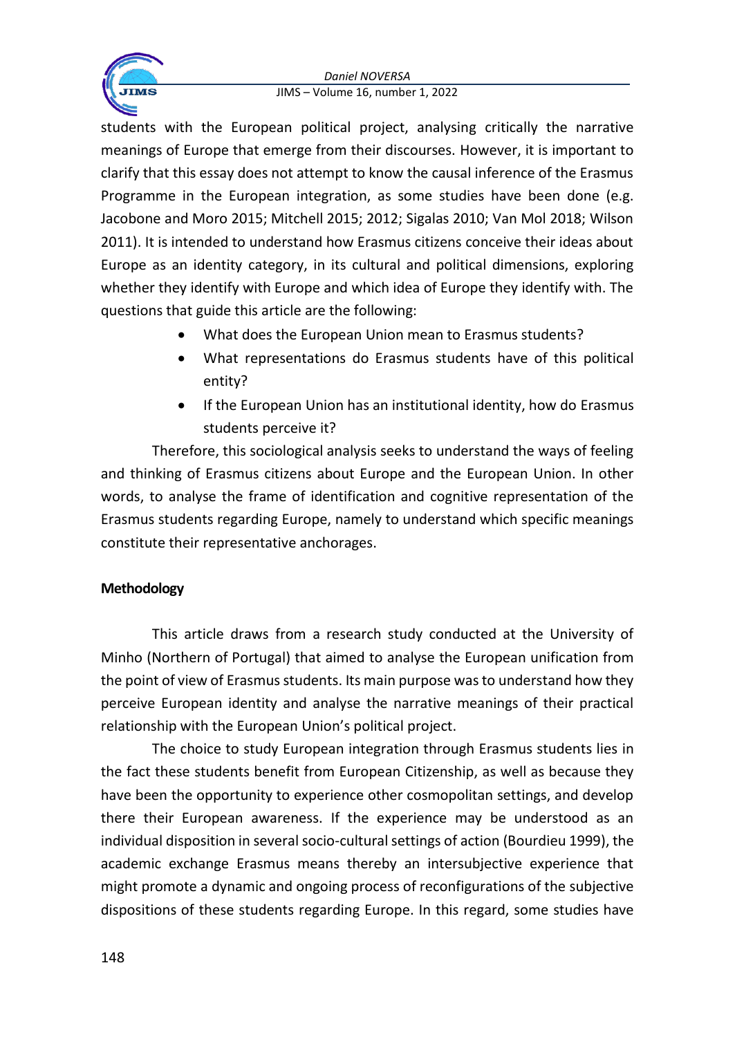students with the European political project, analysing critically the narrative meanings of Europe that emerge from their discourses. However, it is important to clarify that this essay does not attempt to know the causal inference of the Erasmus Programme in the European integration, as some studies have been done (e.g. Jacobone and Moro 2015; Mitchell 2015; 2012; Sigalas 2010; Van Mol 2018; Wilson 2011). It is intended to understand how Erasmus citizens conceive their ideas about Europe as an identity category, in its cultural and political dimensions, exploring whether they identify with Europe and which idea of Europe they identify with. The questions that guide this article are the following:

- What does the European Union mean to Erasmus students?
- What representations do Erasmus students have of this political entity?
- If the European Union has an institutional identity, how do Erasmus students perceive it?

Therefore, this sociological analysis seeks to understand the ways of feeling and thinking of Erasmus citizens about Europe and the European Union. In other words, to analyse the frame of identification and cognitive representation of the Erasmus students regarding Europe, namely to understand which specific meanings constitute their representative anchorages.

**Methodology**

This article draws from a research study conducted at the University of Minho (Northern of Portugal) that aimed to analyse the European unification from the point of view of Erasmus students. Its main purpose was to understand how they perceive European identity and analyse the narrative meanings of their practical relationship with the European Union's political project.

The choice to study European integration through Erasmus students lies in the fact these students benefit from European Citizenship, as well as because they have been the opportunity to experience other cosmopolitan settings, and develop there their European awareness. If the experience may be understood as an individual disposition in several socio-cultural settings of action (Bourdieu 1999), the academic exchange Erasmus means thereby an intersubjective experience that might promote a dynamic and ongoing process of reconfigurations of the subjective dispositions of these students regarding Europe. In this regard, some studies have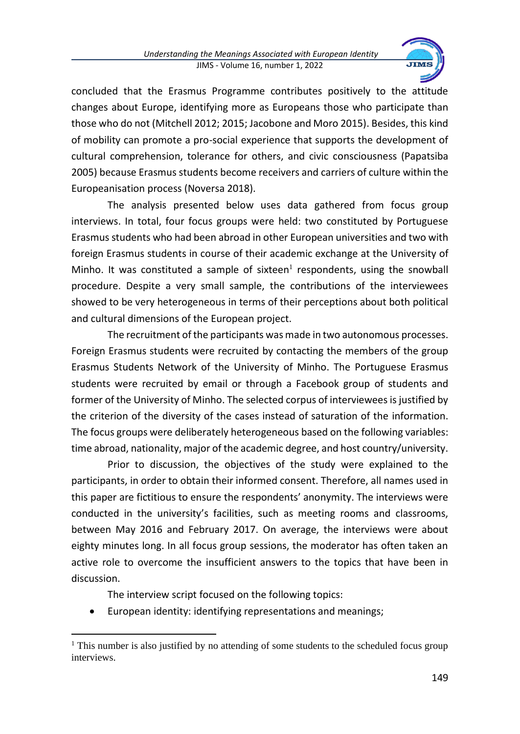concluded that the Erasmus Programme contributes positively to the attitude changes about Europe, identifying more as Europeans those who participate than those who do not (Mitchell 2012; 2015; Jacobone and Moro 2015). Besides, this kind of mobility can promote a pro-social experience that supports the development of cultural comprehension, tolerance for others, and civic consciousness (Papatsiba 2005) because Erasmus students become receivers and carriers of culture within the Europeanisation process (Noversa 2018).

The analysis presented below uses data gathered from focus group interviews. In total, four focus groups were held: two constituted by Portuguese Erasmus students who had been abroad in other European universities and two with foreign Erasmus students in course of their academic exchange at the University of Minho. It was constituted a sample of sixteen[1] respondents, using the snowball procedure. Despite a very small sample, the contributions of the interviewees showed to be very heterogeneous in terms of their perceptions about both political and cultural dimensions of the European project.

The recruitment of the participants was made in two autonomous processes. Foreign Erasmus students were recruited by contacting the members of the group Erasmus Students Network of the University of Minho. The Portuguese Erasmus students were recruited by email or through a Facebook group of students and former of the University of Minho. The selected corpus of interviewees is justified by the criterion of the diversity of the cases instead of saturation of the information. The focus groups were deliberately heterogeneous based on the following variables: time abroad, nationality, major of the academic degree, and host country/university.

Prior to discussion, the objectives of the study were explained to the participants, in order to obtain their informed consent. Therefore, all names used in this paper are fictitious to ensure the respondents' anonymity. The interviews were conducted in the university's facilities, such as meeting rooms and classrooms, between May 2016 and February 2017. On average, the interviews were about eighty minutes long. In all focus group sessions, the moderator has often taken an active role to overcome the insufficient answers to the topics that have been in discussion.

The interview script focused on the following topics:

- European identity: identifying representations and meanings;

[1] This number is also justified by no attending of some students to the scheduled focus group interviews.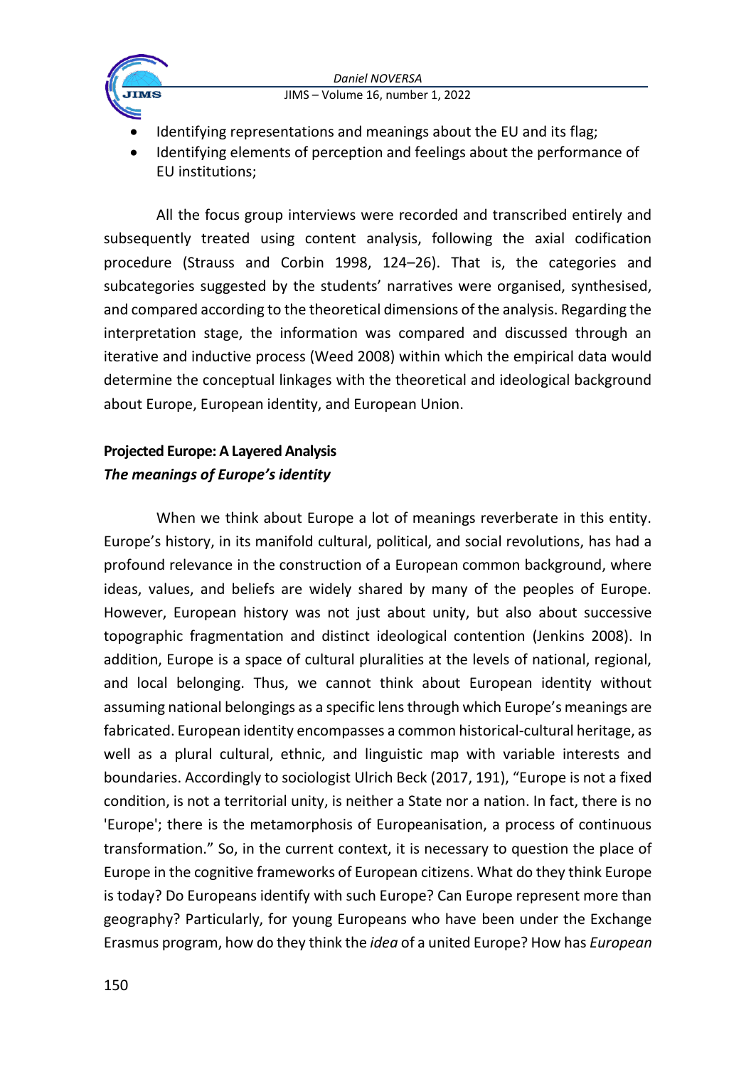- Identifying representations and meanings about the EU and its flag;
- Identifying elements of perception and feelings about the performance of EU institutions;

All the focus group interviews were recorded and transcribed entirely and subsequently treated using content analysis, following the axial codification procedure (Strauss and Corbin 1998, 124–26). That is, the categories and subcategories suggested by the students' narratives were organised, synthesised, and compared according to the theoretical dimensions of the analysis. Regarding the interpretation stage, the information was compared and discussed through an iterative and inductive process (Weed 2008) within which the empirical data would determine the conceptual linkages with the theoretical and ideological background about Europe, European identity, and European Union.

## Projected Europe: A Layered Analysis

### *The meanings of Europe's identity*

When we think about Europe a lot of meanings reverberate in this entity. Europe's history, in its manifold cultural, political, and social revolutions, has had a profound relevance in the construction of a European common background, where ideas, values, and beliefs are widely shared by many of the peoples of Europe. However, European history was not just about unity, but also about successive topographic fragmentation and distinct ideological contention (Jenkins 2008). In addition, Europe is a space of cultural pluralities at the levels of national, regional, and local belonging. Thus, we cannot think about European identity without assuming national belongings as a specific lens through which Europe's meanings are fabricated. European identity encompasses a common historical-cultural heritage, as well as a plural cultural, ethnic, and linguistic map with variable interests and boundaries. Accordingly to sociologist Ulrich Beck (2017, 191), "Europe is not a fixed condition, is not a territorial unity, is neither a State nor a nation. In fact, there is no 'Europe'; there is the metamorphosis of Europeanisation, a process of continuous transformation." So, in the current context, it is necessary to question the place of Europe in the cognitive frameworks of European citizens. What do they think Europe is today? Do Europeans identify with such Europe? Can Europe represent more than geography? Particularly, for young Europeans who have been under the Exchange Erasmus program, how do they think the *idea* of a united Europe? How has *European*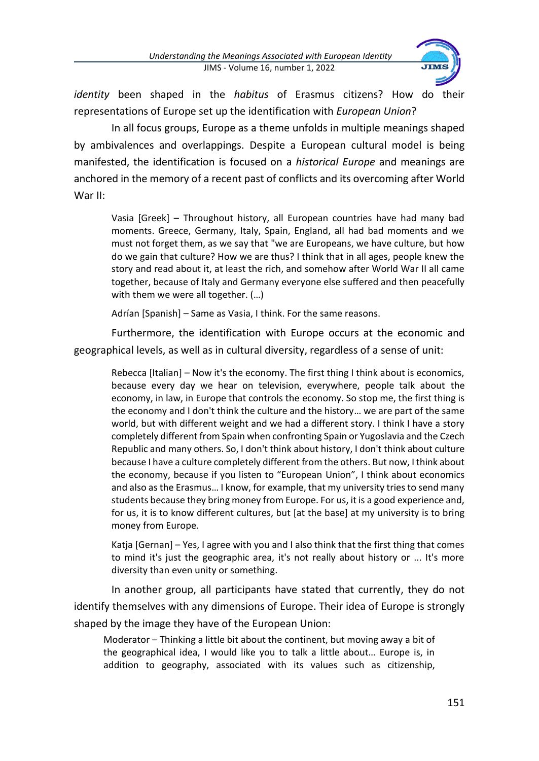*identity* been shaped in the *habitus* of Erasmus citizens? How do their representations of Europe set up the identification with *European Union*?

In all focus groups, Europe as a theme unfolds in multiple meanings shaped by ambivalences and overlappings. Despite a European cultural model is being manifested, the identification is focused on a *historical Europe* and meanings are anchored in the memory of a recent past of conflicts and its overcoming after World War II:

> Vasia [Greek] – Throughout history, all European countries have had many bad moments. Greece, Germany, Italy, Spain, England, all had bad moments and we must not forget them, as we say that "we are Europeans, we have culture, but how do we gain that culture? How we are thus? I think that in all ages, people knew the story and read about it, at least the rich, and somehow after World War II all came together, because of Italy and Germany everyone else suffered and then peacefully with them we were all together. (…)
>
> Adrían [Spanish] – Same as Vasia, I think. For the same reasons.

Furthermore, the identification with Europe occurs at the economic and geographical levels, as well as in cultural diversity, regardless of a sense of unit:

> Rebecca [Italian] – Now it's the economy. The first thing I think about is economics, because every day we hear on television, everywhere, people talk about the economy, in law, in Europe that controls the economy. So stop me, the first thing is the economy and I don't think the culture and the history… we are part of the same world, but with different weight and we had a different story. I think I have a story completely different from Spain when confronting Spain or Yugoslavia and the Czech Republic and many others. So, I don't think about history, I don't think about culture because I have a culture completely different from the others. But now, I think about the economy, because if you listen to "European Union", I think about economics and also as the Erasmus… I know, for example, that my university tries to send many students because they bring money from Europe. For us, it is a good experience and, for us, it is to know different cultures, but [at the base] at my university is to bring money from Europe.
>
> Katja [Gernan] – Yes, I agree with you and I also think that the first thing that comes to mind it's just the geographic area, it's not really about history or ... It's more diversity than even unity or something.

In another group, all participants have stated that currently, they do not identify themselves with any dimensions of Europe. Their idea of Europe is strongly shaped by the image they have of the European Union:

> Moderator – Thinking a little bit about the continent, but moving away a bit of the geographical idea, I would like you to talk a little about… Europe is, in addition to geography, associated with its values such as citizenship,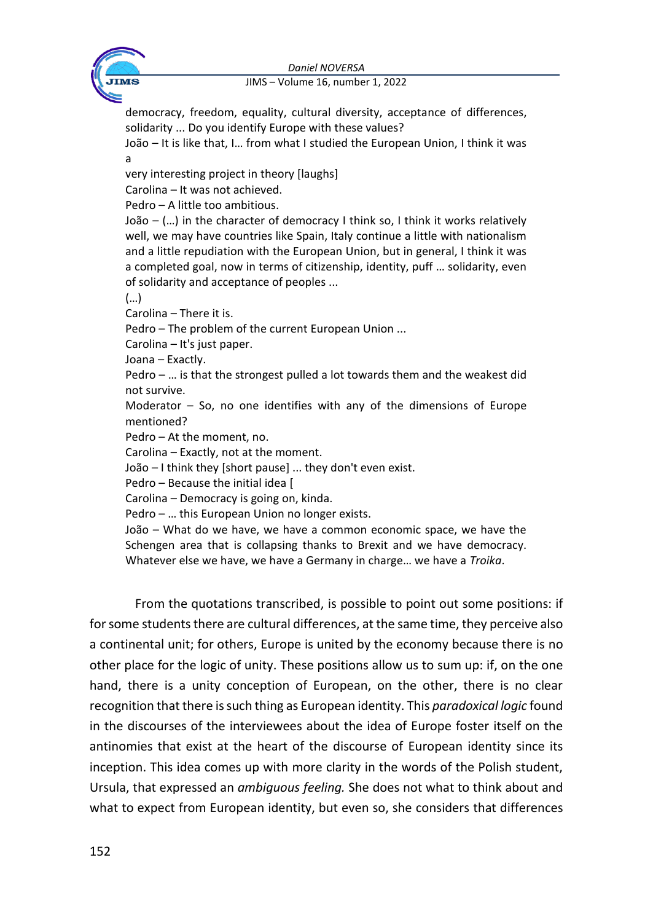democracy, freedom, equality, cultural diversity, acceptance of differences, solidarity ... Do you identify Europe with these values?

João – It is like that, I… from what I studied the European Union, I think it was a

very interesting project in theory [laughs]

Carolina – It was not achieved.

Pedro – A little too ambitious.

João – (…) in the character of democracy I think so, I think it works relatively well, we may have countries like Spain, Italy continue a little with nationalism and a little repudiation with the European Union, but in general, I think it was a completed goal, now in terms of citizenship, identity, puff … solidarity, even of solidarity and acceptance of peoples ...

(…)

Carolina – There it is.

Pedro – The problem of the current European Union ...

Carolina – It's just paper.

Joana – Exactly.

Pedro – … is that the strongest pulled a lot towards them and the weakest did not survive.

Moderator – So, no one identifies with any of the dimensions of Europe mentioned?

Pedro – At the moment, no.

Carolina – Exactly, not at the moment.

João – I think they [short pause] ... they don't even exist.

Pedro – Because the initial idea [

Carolina – Democracy is going on, kinda.

Pedro – … this European Union no longer exists.

João – What do we have, we have a common economic space, we have the Schengen area that is collapsing thanks to Brexit and we have democracy. Whatever else we have, we have a Germany in charge… we have a *Troika*.

From the quotations transcribed, is possible to point out some positions: if for some students there are cultural differences, at the same time, they perceive also a continental unit; for others, Europe is united by the economy because there is no other place for the logic of unity. These positions allow us to sum up: if, on the one hand, there is a unity conception of European, on the other, there is no clear recognition that there is such thing as European identity. This *paradoxical logic* found in the discourses of the interviewees about the idea of Europe foster itself on the antinomies that exist at the heart of the discourse of European identity since its inception. This idea comes up with more clarity in the words of the Polish student, Ursula, that expressed an *ambiguous feeling.* She does not what to think about and what to expect from European identity, but even so, she considers that differences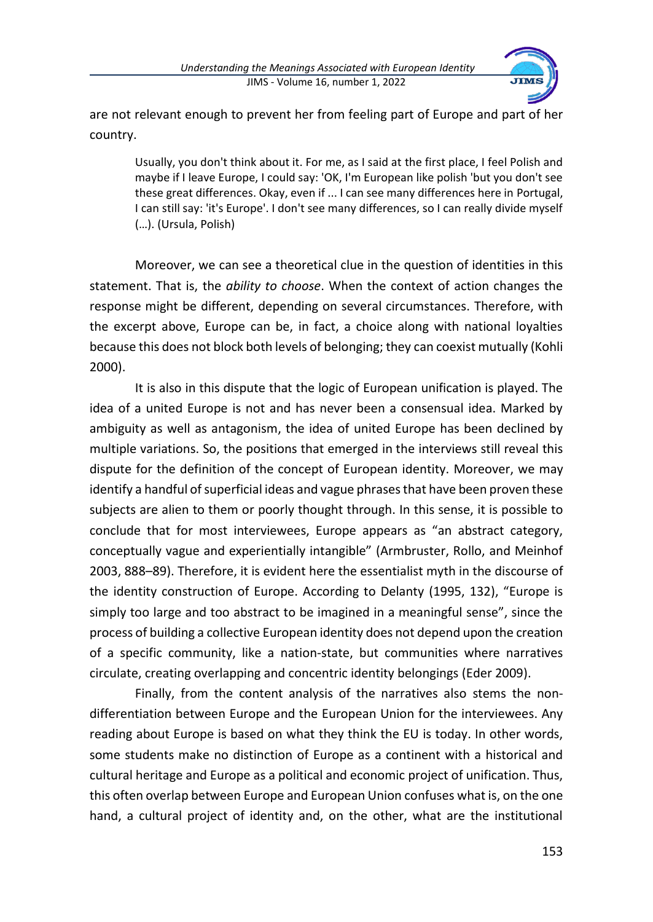are not relevant enough to prevent her from feeling part of Europe and part of her country.

> Usually, you don't think about it. For me, as I said at the first place, I feel Polish and maybe if I leave Europe, I could say: 'OK, I'm European like polish 'but you don't see these great differences. Okay, even if ... I can see many differences here in Portugal, I can still say: 'it's Europe'. I don't see many differences, so I can really divide myself (…). (Ursula, Polish)

Moreover, we can see a theoretical clue in the question of identities in this statement. That is, the *ability to choose*. When the context of action changes the response might be different, depending on several circumstances. Therefore, with the excerpt above, Europe can be, in fact, a choice along with national loyalties because this does not block both levels of belonging; they can coexist mutually (Kohli 2000).

It is also in this dispute that the logic of European unification is played. The idea of a united Europe is not and has never been a consensual idea. Marked by ambiguity as well as antagonism, the idea of united Europe has been declined by multiple variations. So, the positions that emerged in the interviews still reveal this dispute for the definition of the concept of European identity. Moreover, we may identify a handful of superficial ideas and vague phrases that have been proven these subjects are alien to them or poorly thought through. In this sense, it is possible to conclude that for most interviewees, Europe appears as "an abstract category, conceptually vague and experientially intangible" (Armbruster, Rollo, and Meinhof 2003, 888–89). Therefore, it is evident here the essentialist myth in the discourse of the identity construction of Europe. According to Delanty (1995, 132), "Europe is simply too large and too abstract to be imagined in a meaningful sense", since the process of building a collective European identity does not depend upon the creation of a specific community, like a nation-state, but communities where narratives circulate, creating overlapping and concentric identity belongings (Eder 2009).

Finally, from the content analysis of the narratives also stems the non-differentiation between Europe and the European Union for the interviewees. Any reading about Europe is based on what they think the EU is today. In other words, some students make no distinction of Europe as a continent with a historical and cultural heritage and Europe as a political and economic project of unification. Thus, this often overlap between Europe and European Union confuses what is, on the one hand, a cultural project of identity and, on the other, what are the institutional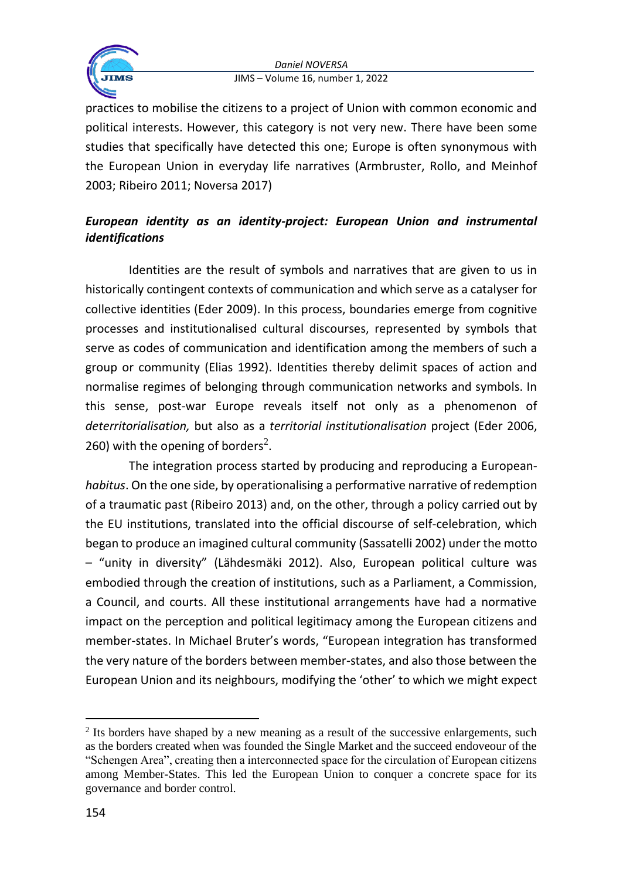practices to mobilise the citizens to a project of Union with common economic and political interests. However, this category is not very new. There have been some studies that specifically have detected this one; Europe is often synonymous with the European Union in everyday life narratives (Armbruster, Rollo, and Meinhof 2003; Ribeiro 2011; Noversa 2017)

***European identity as an identity-project: European Union and instrumental identifications***

Identities are the result of symbols and narratives that are given to us in historically contingent contexts of communication and which serve as a catalyser for collective identities (Eder 2009). In this process, boundaries emerge from cognitive processes and institutionalised cultural discourses, represented by symbols that serve as codes of communication and identification among the members of such a group or community (Elias 1992). Identities thereby delimit spaces of action and normalise regimes of belonging through communication networks and symbols. In this sense, post-war Europe reveals itself not only as a phenomenon of *deterritorialisation,* but also as a *territorial institutionalisation* project (Eder 2006, 260) with the opening of borders[2].

The integration process started by producing and reproducing a European-*habitus*. On the one side, by operationalising a performative narrative of redemption of a traumatic past (Ribeiro 2013) and, on the other, through a policy carried out by the EU institutions, translated into the official discourse of self-celebration, which began to produce an imagined cultural community (Sassatelli 2002) under the motto – "unity in diversity" (Lähdesmäki 2012). Also, European political culture was embodied through the creation of institutions, such as a Parliament, a Commission, a Council, and courts. All these institutional arrangements have had a normative impact on the perception and political legitimacy among the European citizens and member-states. In Michael Bruter's words, "European integration has transformed the very nature of the borders between member-states, and also those between the European Union and its neighbours, modifying the 'other' to which we might expect

[2] Its borders have shaped by a new meaning as a result of the successive enlargements, such as the borders created when was founded the Single Market and the succeed endoveour of the "Schengen Area", creating then a interconnected space for the circulation of European citizens among Member-States. This led the European Union to conquer a concrete space for its governance and border control.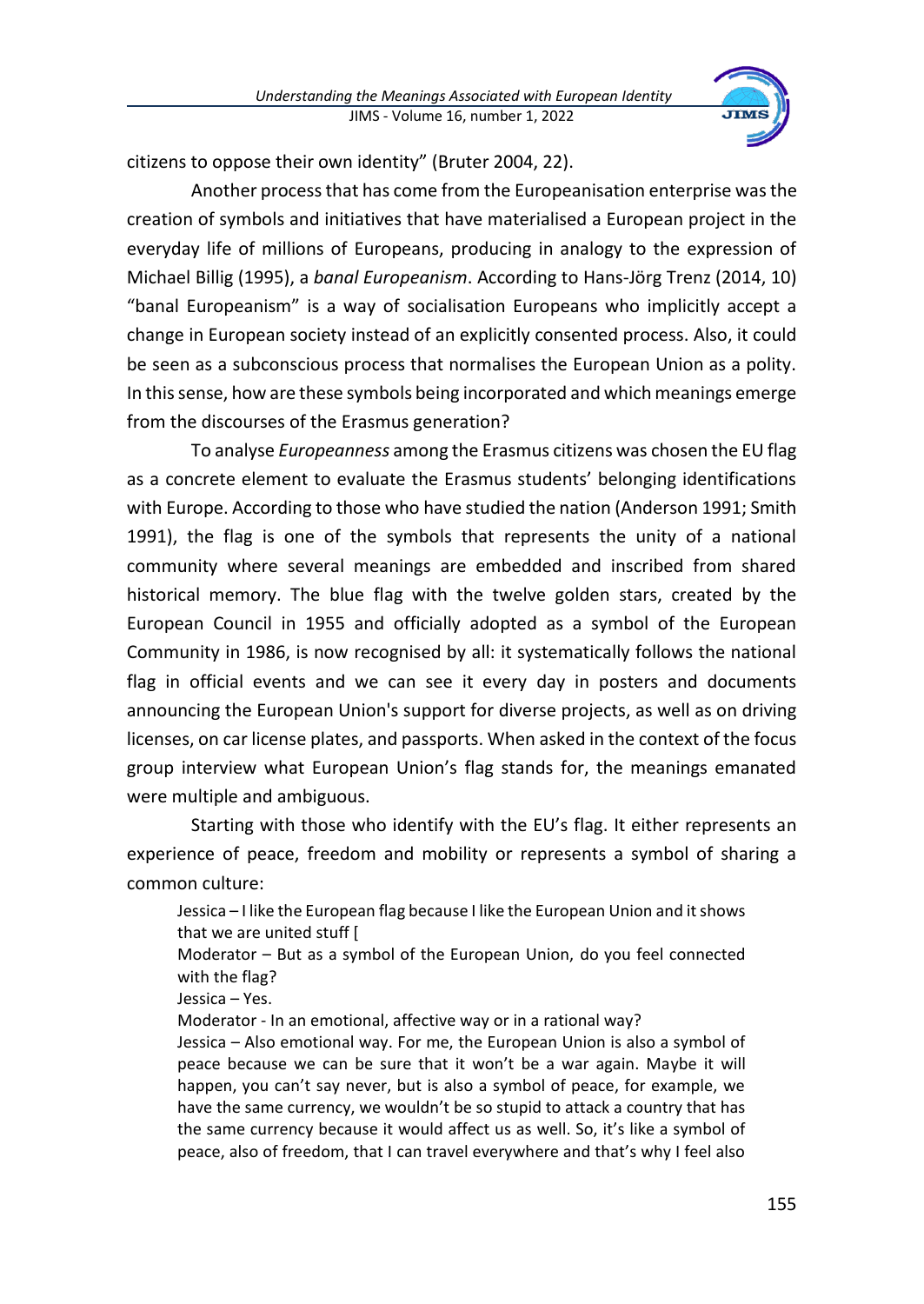citizens to oppose their own identity" (Bruter 2004, 22).

Another process that has come from the Europeanisation enterprise was the creation of symbols and initiatives that have materialised a European project in the everyday life of millions of Europeans, producing in analogy to the expression of Michael Billig (1995), a *banal Europeanism*. According to Hans-Jörg Trenz (2014, 10) "banal Europeanism" is a way of socialisation Europeans who implicitly accept a change in European society instead of an explicitly consented process. Also, it could be seen as a subconscious process that normalises the European Union as a polity. In this sense, how are these symbols being incorporated and which meanings emerge from the discourses of the Erasmus generation?

To analyse *Europeanness* among the Erasmus citizens was chosen the EU flag as a concrete element to evaluate the Erasmus students' belonging identifications with Europe. According to those who have studied the nation (Anderson 1991; Smith 1991), the flag is one of the symbols that represents the unity of a national community where several meanings are embedded and inscribed from shared historical memory. The blue flag with the twelve golden stars, created by the European Council in 1955 and officially adopted as a symbol of the European Community in 1986, is now recognised by all: it systematically follows the national flag in official events and we can see it every day in posters and documents announcing the European Union's support for diverse projects, as well as on driving licenses, on car license plates, and passports. When asked in the context of the focus group interview what European Union's flag stands for, the meanings emanated were multiple and ambiguous.

Starting with those who identify with the EU's flag. It either represents an experience of peace, freedom and mobility or represents a symbol of sharing a common culture:

> Jessica – I like the European flag because I like the European Union and it shows that we are united stuff [
> Moderator – But as a symbol of the European Union, do you feel connected with the flag?
> Jessica – Yes.
> Moderator - In an emotional, affective way or in a rational way?
> Jessica – Also emotional way. For me, the European Union is also a symbol of peace because we can be sure that it won't be a war again. Maybe it will happen, you can't say never, but is also a symbol of peace, for example, we have the same currency, we wouldn't be so stupid to attack a country that has the same currency because it would affect us as well. So, it's like a symbol of peace, also of freedom, that I can travel everywhere and that's why I feel also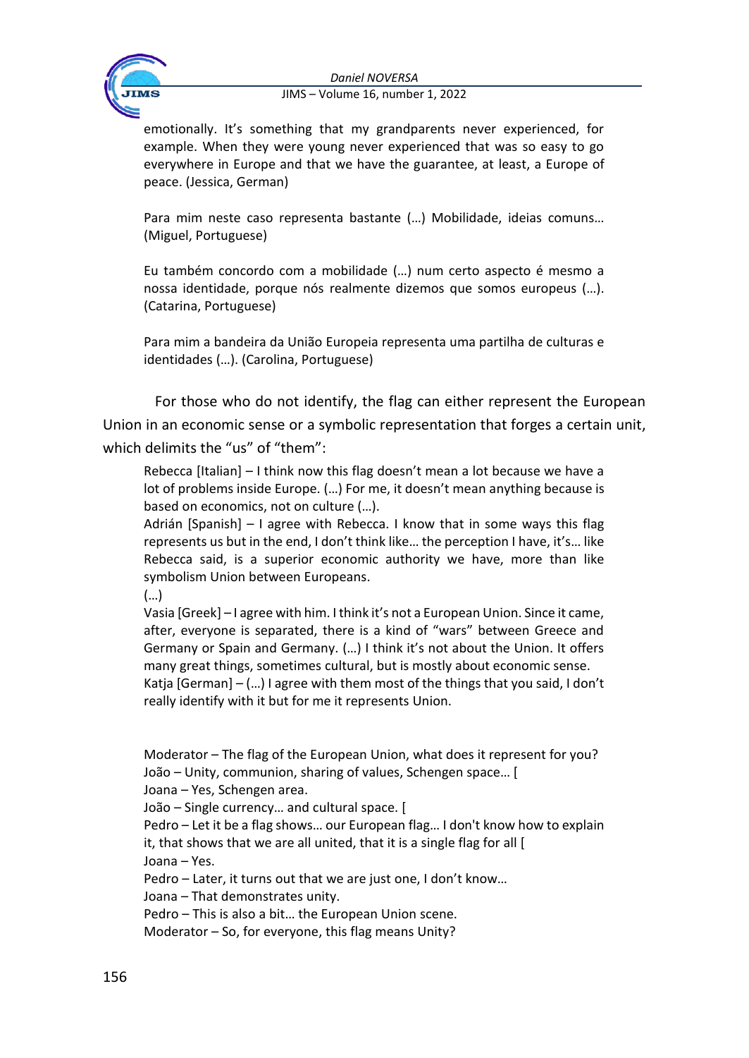emotionally. It's something that my grandparents never experienced, for example. When they were young never experienced that was so easy to go everywhere in Europe and that we have the guarantee, at least, a Europe of peace. (Jessica, German)

> Para mim neste caso representa bastante (…) Mobilidade, ideias comuns… (Miguel, Portuguese)

> Eu também concordo com a mobilidade (…) num certo aspecto é mesmo a nossa identidade, porque nós realmente dizemos que somos europeus (…). (Catarina, Portuguese)

> Para mim a bandeira da União Europeia representa uma partilha de culturas e identidades (…). (Carolina, Portuguese)

For those who do not identify, the flag can either represent the European Union in an economic sense or a symbolic representation that forges a certain unit, which delimits the "us" of "them":

> Rebecca [Italian] – I think now this flag doesn't mean a lot because we have a lot of problems inside Europe. (…) For me, it doesn't mean anything because is based on economics, not on culture (…).
> Adrián [Spanish] – I agree with Rebecca. I know that in some ways this flag represents us but in the end, I don't think like… the perception I have, it's… like Rebecca said, is a superior economic authority we have, more than like symbolism Union between Europeans.
> (…)
> Vasia [Greek] – I agree with him. I think it's not a European Union. Since it came, after, everyone is separated, there is a kind of "wars" between Greece and Germany or Spain and Germany. (…) I think it's not about the Union. It offers many great things, sometimes cultural, but is mostly about economic sense.
> Katja [German] – (…) I agree with them most of the things that you said, I don't really identify with it but for me it represents Union.

> Moderator – The flag of the European Union, what does it represent for you?
> João – Unity, communion, sharing of values, Schengen space… [
> Joana – Yes, Schengen area.
> João – Single currency… and cultural space. [
> Pedro – Let it be a flag shows… our European flag… I don't know how to explain it, that shows that we are all united, that it is a single flag for all [
> Joana – Yes.
> Pedro – Later, it turns out that we are just one, I don't know…
> Joana – That demonstrates unity.
> Pedro – This is also a bit… the European Union scene.
> Moderator – So, for everyone, this flag means Unity?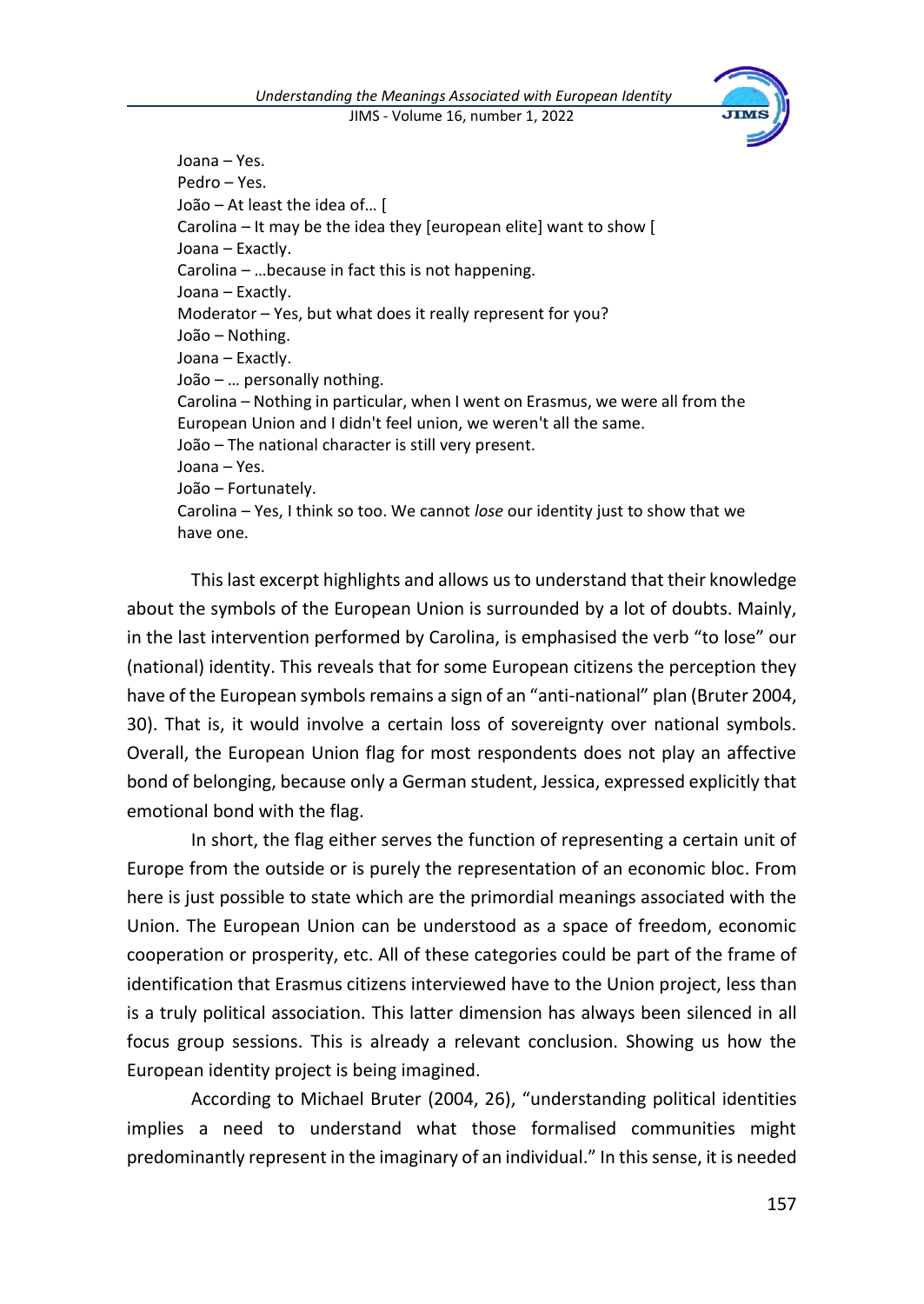Joana – Yes.
Pedro – Yes.
João – At least the idea of… [
Carolina – It may be the idea they [european elite] want to show [
Joana – Exactly.
Carolina – …because in fact this is not happening.
Joana – Exactly.
Moderator – Yes, but what does it really represent for you?
João – Nothing.
Joana – Exactly.
João – … personally nothing.
Carolina – Nothing in particular, when I went on Erasmus, we were all from the European Union and I didn't feel union, we weren't all the same.
João – The national character is still very present.
Joana – Yes.
João – Fortunately.
Carolina – Yes, I think so too. We cannot *lose* our identity just to show that we have one.

This last excerpt highlights and allows us to understand that their knowledge about the symbols of the European Union is surrounded by a lot of doubts. Mainly, in the last intervention performed by Carolina, is emphasised the verb "to lose" our (national) identity. This reveals that for some European citizens the perception they have of the European symbols remains a sign of an "anti-national" plan (Bruter 2004, 30). That is, it would involve a certain loss of sovereignty over national symbols. Overall, the European Union flag for most respondents does not play an affective bond of belonging, because only a German student, Jessica, expressed explicitly that emotional bond with the flag.

In short, the flag either serves the function of representing a certain unit of Europe from the outside or is purely the representation of an economic bloc. From here is just possible to state which are the primordial meanings associated with the Union. The European Union can be understood as a space of freedom, economic cooperation or prosperity, etc. All of these categories could be part of the frame of identification that Erasmus citizens interviewed have to the Union project, less than is a truly political association. This latter dimension has always been silenced in all focus group sessions. This is already a relevant conclusion. Showing us how the European identity project is being imagined.

According to Michael Bruter (2004, 26), "understanding political identities implies a need to understand what those formalised communities might predominantly represent in the imaginary of an individual." In this sense, it is needed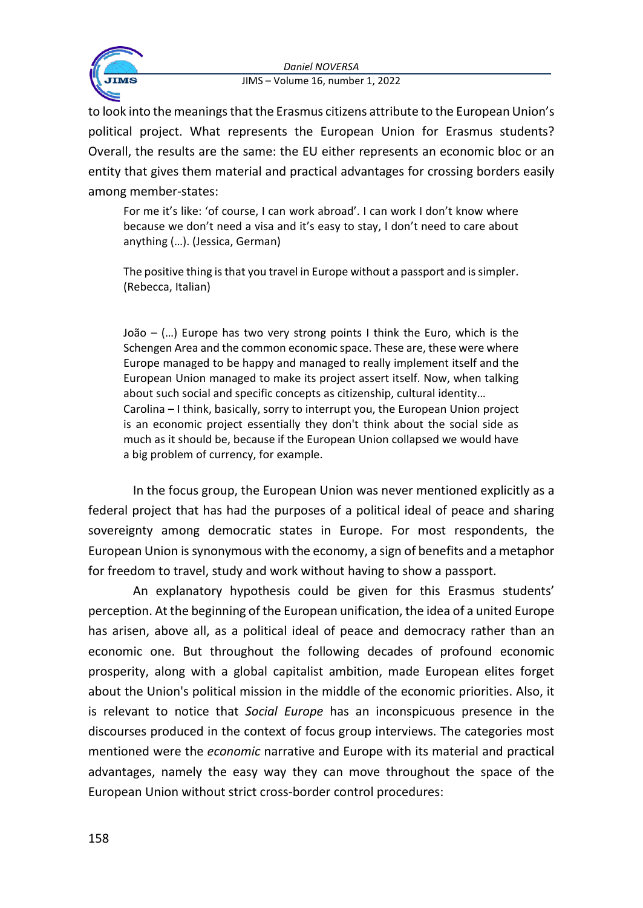to look into the meanings that the Erasmus citizens attribute to the European Union's political project. What represents the European Union for Erasmus students? Overall, the results are the same: the EU either represents an economic bloc or an entity that gives them material and practical advantages for crossing borders easily among member-states:

> For me it's like: 'of course, I can work abroad'. I can work I don't know where because we don't need a visa and it's easy to stay, I don't need to care about anything (…). (Jessica, German)
>
> The positive thing is that you travel in Europe without a passport and is simpler. (Rebecca, Italian)
>
> João – (…) Europe has two very strong points I think the Euro, which is the Schengen Area and the common economic space. These are, these were where Europe managed to be happy and managed to really implement itself and the European Union managed to make its project assert itself. Now, when talking about such social and specific concepts as citizenship, cultural identity…
> Carolina – I think, basically, sorry to interrupt you, the European Union project is an economic project essentially they don't think about the social side as much as it should be, because if the European Union collapsed we would have a big problem of currency, for example.

In the focus group, the European Union was never mentioned explicitly as a federal project that has had the purposes of a political ideal of peace and sharing sovereignty among democratic states in Europe. For most respondents, the European Union is synonymous with the economy, a sign of benefits and a metaphor for freedom to travel, study and work without having to show a passport.

An explanatory hypothesis could be given for this Erasmus students' perception. At the beginning of the European unification, the idea of a united Europe has arisen, above all, as a political ideal of peace and democracy rather than an economic one. But throughout the following decades of profound economic prosperity, along with a global capitalist ambition, made European elites forget about the Union's political mission in the middle of the economic priorities. Also, it is relevant to notice that *Social Europe* has an inconspicuous presence in the discourses produced in the context of focus group interviews. The categories most mentioned were the *economic* narrative and Europe with its material and practical advantages, namely the easy way they can move throughout the space of the European Union without strict cross-border control procedures: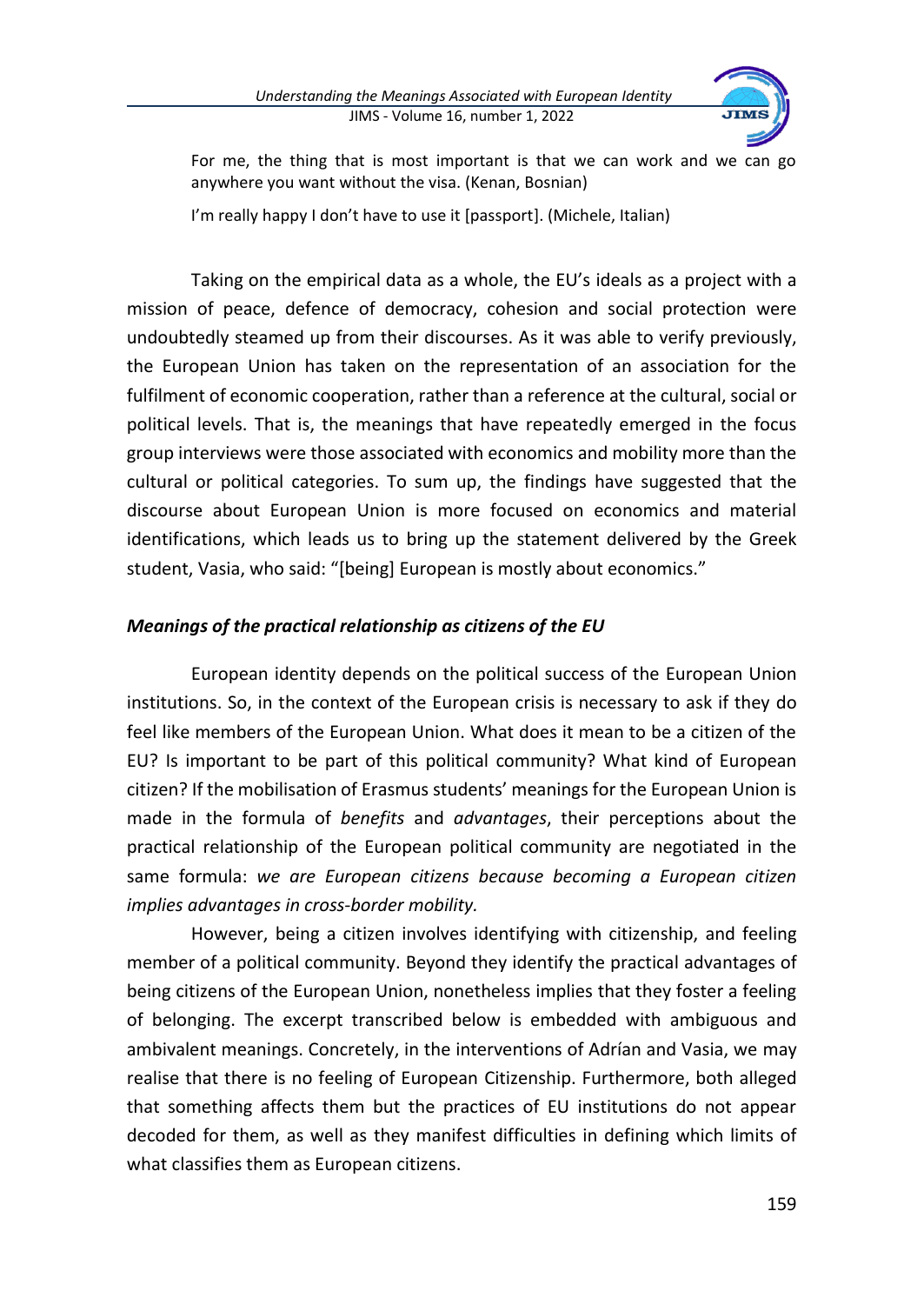> For me, the thing that is most important is that we can work and we can go anywhere you want without the visa. (Kenan, Bosnian)
>
> I'm really happy I don't have to use it [passport]. (Michele, Italian)

Taking on the empirical data as a whole, the EU's ideals as a project with a mission of peace, defence of democracy, cohesion and social protection were undoubtedly steamed up from their discourses. As it was able to verify previously, the European Union has taken on the representation of an association for the fulfilment of economic cooperation, rather than a reference at the cultural, social or political levels. That is, the meanings that have repeatedly emerged in the focus group interviews were those associated with economics and mobility more than the cultural or political categories. To sum up, the findings have suggested that the discourse about European Union is more focused on economics and material identifications, which leads us to bring up the statement delivered by the Greek student, Vasia, who said: "[being] European is mostly about economics."

### *Meanings of the practical relationship as citizens of the EU*

European identity depends on the political success of the European Union institutions. So, in the context of the European crisis is necessary to ask if they do feel like members of the European Union. What does it mean to be a citizen of the EU? Is important to be part of this political community? What kind of European citizen? If the mobilisation of Erasmus students' meanings for the European Union is made in the formula of *benefits* and *advantages*, their perceptions about the practical relationship of the European political community are negotiated in the same formula: *we are European citizens because becoming a European citizen implies advantages in cross-border mobility.*

However, being a citizen involves identifying with citizenship, and feeling member of a political community. Beyond they identify the practical advantages of being citizens of the European Union, nonetheless implies that they foster a feeling of belonging. The excerpt transcribed below is embedded with ambiguous and ambivalent meanings. Concretely, in the interventions of Adrían and Vasia, we may realise that there is no feeling of European Citizenship. Furthermore, both alleged that something affects them but the practices of EU institutions do not appear decoded for them, as well as they manifest difficulties in defining which limits of what classifies them as European citizens.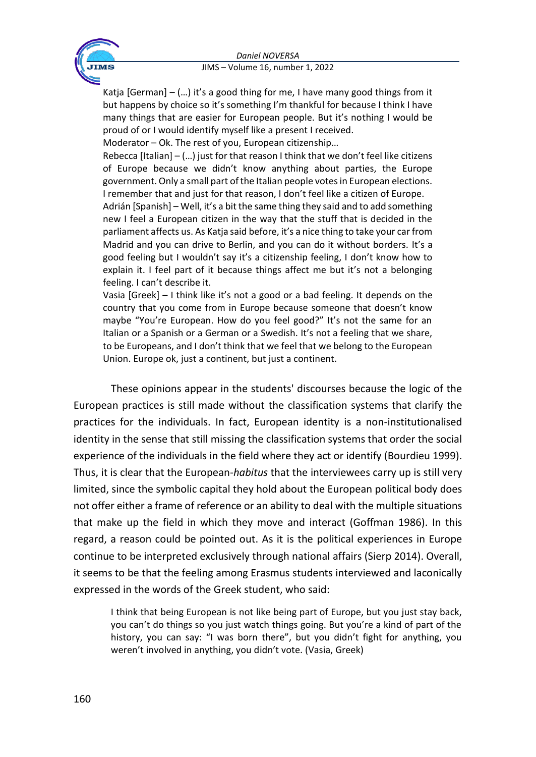> Katja [German] – (…) it's a good thing for me, I have many good things from it but happens by choice so it's something I'm thankful for because I think I have many things that are easier for European people. But it's nothing I would be proud of or I would identify myself like a present I received.
> Moderator – Ok. The rest of you, European citizenship…
> Rebecca [Italian] – (…) just for that reason I think that we don't feel like citizens of Europe because we didn't know anything about parties, the Europe government. Only a small part of the Italian people votes in European elections. I remember that and just for that reason, I don't feel like a citizen of Europe.
> Adrián [Spanish] – Well, it's a bit the same thing they said and to add something new I feel a European citizen in the way that the stuff that is decided in the parliament affects us. As Katja said before, it's a nice thing to take your car from Madrid and you can drive to Berlin, and you can do it without borders. It's a good feeling but I wouldn't say it's a citizenship feeling, I don't know how to explain it. I feel part of it because things affect me but it's not a belonging feeling. I can't describe it.
> Vasia [Greek] – I think like it's not a good or a bad feeling. It depends on the country that you come from in Europe because someone that doesn't know maybe "You're European. How do you feel good?" It's not the same for an Italian or a Spanish or a German or a Swedish. It's not a feeling that we share, to be Europeans, and I don't think that we feel that we belong to the European Union. Europe ok, just a continent, but just a continent.

These opinions appear in the students' discourses because the logic of the European practices is still made without the classification systems that clarify the practices for the individuals. In fact, European identity is a non-institutionalised identity in the sense that still missing the classification systems that order the social experience of the individuals in the field where they act or identify (Bourdieu 1999). Thus, it is clear that the European-*habitus* that the interviewees carry up is still very limited, since the symbolic capital they hold about the European political body does not offer either a frame of reference or an ability to deal with the multiple situations that make up the field in which they move and interact (Goffman 1986). In this regard, a reason could be pointed out. As it is the political experiences in Europe continue to be interpreted exclusively through national affairs (Sierp 2014). Overall, it seems to be that the feeling among Erasmus students interviewed and laconically expressed in the words of the Greek student, who said:

> I think that being European is not like being part of Europe, but you just stay back, you can't do things so you just watch things going. But you're a kind of part of the history, you can say: "I was born there", but you didn't fight for anything, you weren't involved in anything, you didn't vote. (Vasia, Greek)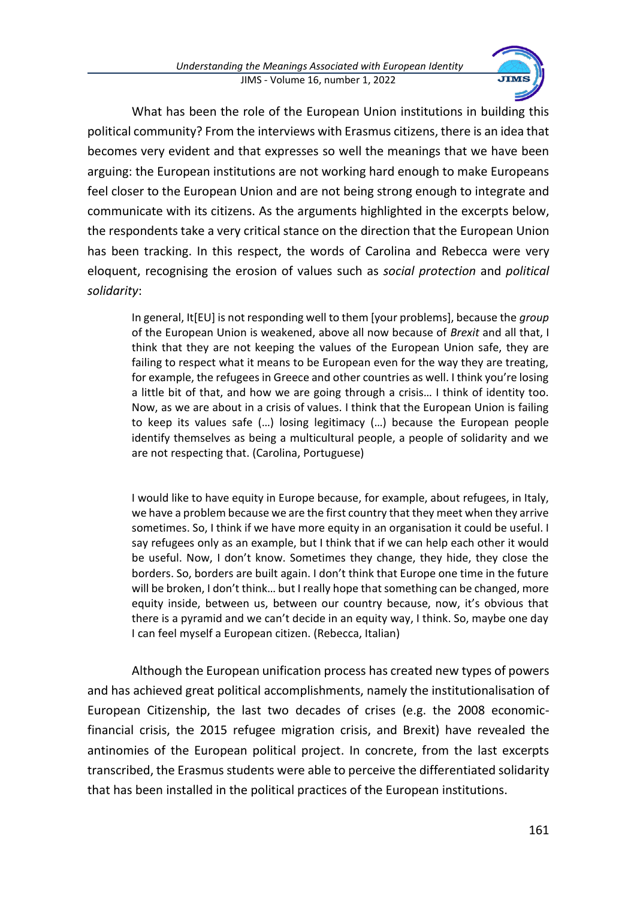What has been the role of the European Union institutions in building this political community? From the interviews with Erasmus citizens, there is an idea that becomes very evident and that expresses so well the meanings that we have been arguing: the European institutions are not working hard enough to make Europeans feel closer to the European Union and are not being strong enough to integrate and communicate with its citizens. As the arguments highlighted in the excerpts below, the respondents take a very critical stance on the direction that the European Union has been tracking. In this respect, the words of Carolina and Rebecca were very eloquent, recognising the erosion of values such as *social protection* and *political solidarity*:

> In general, It[EU] is not responding well to them [your problems], because the *group* of the European Union is weakened, above all now because of *Brexit* and all that, I think that they are not keeping the values of the European Union safe, they are failing to respect what it means to be European even for the way they are treating, for example, the refugees in Greece and other countries as well. I think you're losing a little bit of that, and how we are going through a crisis… I think of identity too. Now, as we are about in a crisis of values. I think that the European Union is failing to keep its values safe (…) losing legitimacy (…) because the European people identify themselves as being a multicultural people, a people of solidarity and we are not respecting that. (Carolina, Portuguese)

> I would like to have equity in Europe because, for example, about refugees, in Italy, we have a problem because we are the first country that they meet when they arrive sometimes. So, I think if we have more equity in an organisation it could be useful. I say refugees only as an example, but I think that if we can help each other it would be useful. Now, I don't know. Sometimes they change, they hide, they close the borders. So, borders are built again. I don't think that Europe one time in the future will be broken, I don't think… but I really hope that something can be changed, more equity inside, between us, between our country because, now, it's obvious that there is a pyramid and we can't decide in an equity way, I think. So, maybe one day I can feel myself a European citizen. (Rebecca, Italian)

Although the European unification process has created new types of powers and has achieved great political accomplishments, namely the institutionalisation of European Citizenship, the last two decades of crises (e.g. the 2008 economic-financial crisis, the 2015 refugee migration crisis, and Brexit) have revealed the antinomies of the European political project. In concrete, from the last excerpts transcribed, the Erasmus students were able to perceive the differentiated solidarity that has been installed in the political practices of the European institutions.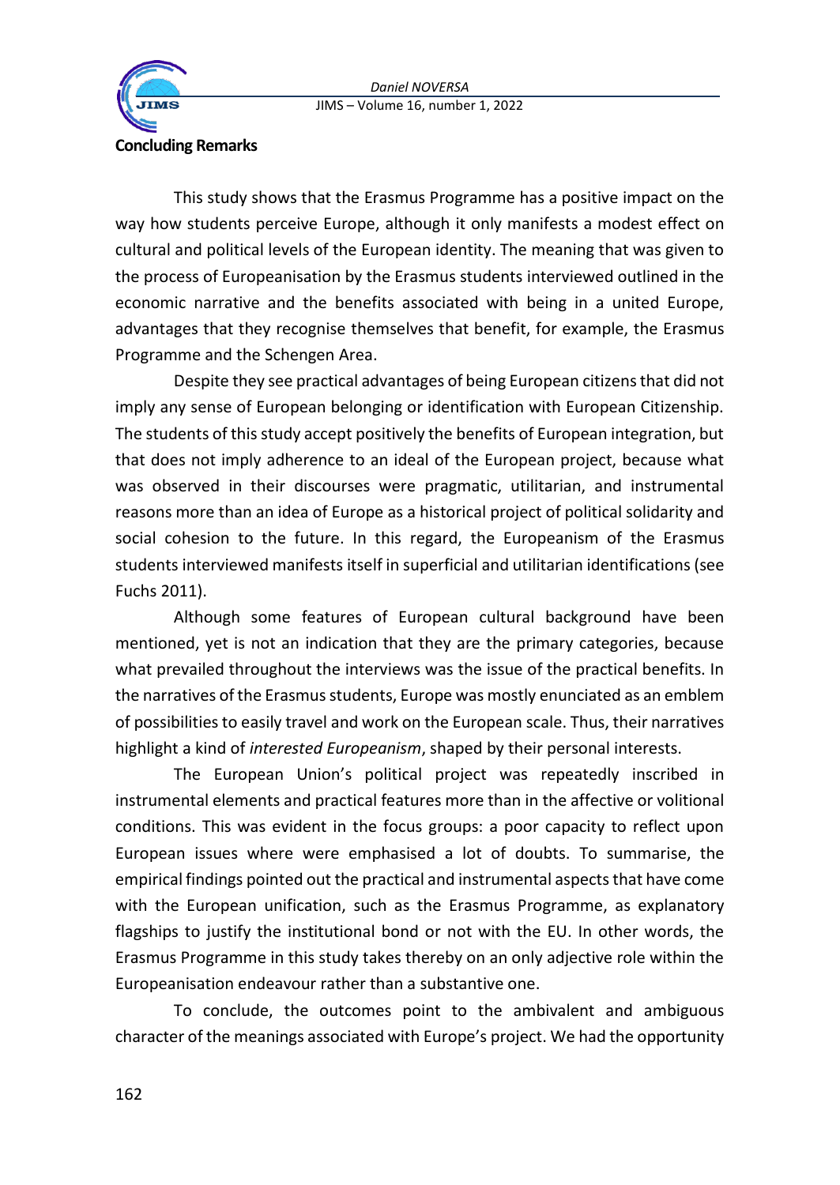## Concluding Remarks

This study shows that the Erasmus Programme has a positive impact on the way how students perceive Europe, although it only manifests a modest effect on cultural and political levels of the European identity. The meaning that was given to the process of Europeanisation by the Erasmus students interviewed outlined in the economic narrative and the benefits associated with being in a united Europe, advantages that they recognise themselves that benefit, for example, the Erasmus Programme and the Schengen Area.

Despite they see practical advantages of being European citizens that did not imply any sense of European belonging or identification with European Citizenship. The students of this study accept positively the benefits of European integration, but that does not imply adherence to an ideal of the European project, because what was observed in their discourses were pragmatic, utilitarian, and instrumental reasons more than an idea of Europe as a historical project of political solidarity and social cohesion to the future. In this regard, the Europeanism of the Erasmus students interviewed manifests itself in superficial and utilitarian identifications (see Fuchs 2011).

Although some features of European cultural background have been mentioned, yet is not an indication that they are the primary categories, because what prevailed throughout the interviews was the issue of the practical benefits. In the narratives of the Erasmus students, Europe was mostly enunciated as an emblem of possibilities to easily travel and work on the European scale. Thus, their narratives highlight a kind of *interested Europeanism*, shaped by their personal interests.

The European Union's political project was repeatedly inscribed in instrumental elements and practical features more than in the affective or volitional conditions. This was evident in the focus groups: a poor capacity to reflect upon European issues where were emphasised a lot of doubts. To summarise, the empirical findings pointed out the practical and instrumental aspects that have come with the European unification, such as the Erasmus Programme, as explanatory flagships to justify the institutional bond or not with the EU. In other words, the Erasmus Programme in this study takes thereby on an only adjective role within the Europeanisation endeavour rather than a substantive one.

To conclude, the outcomes point to the ambivalent and ambiguous character of the meanings associated with Europe's project. We had the opportunity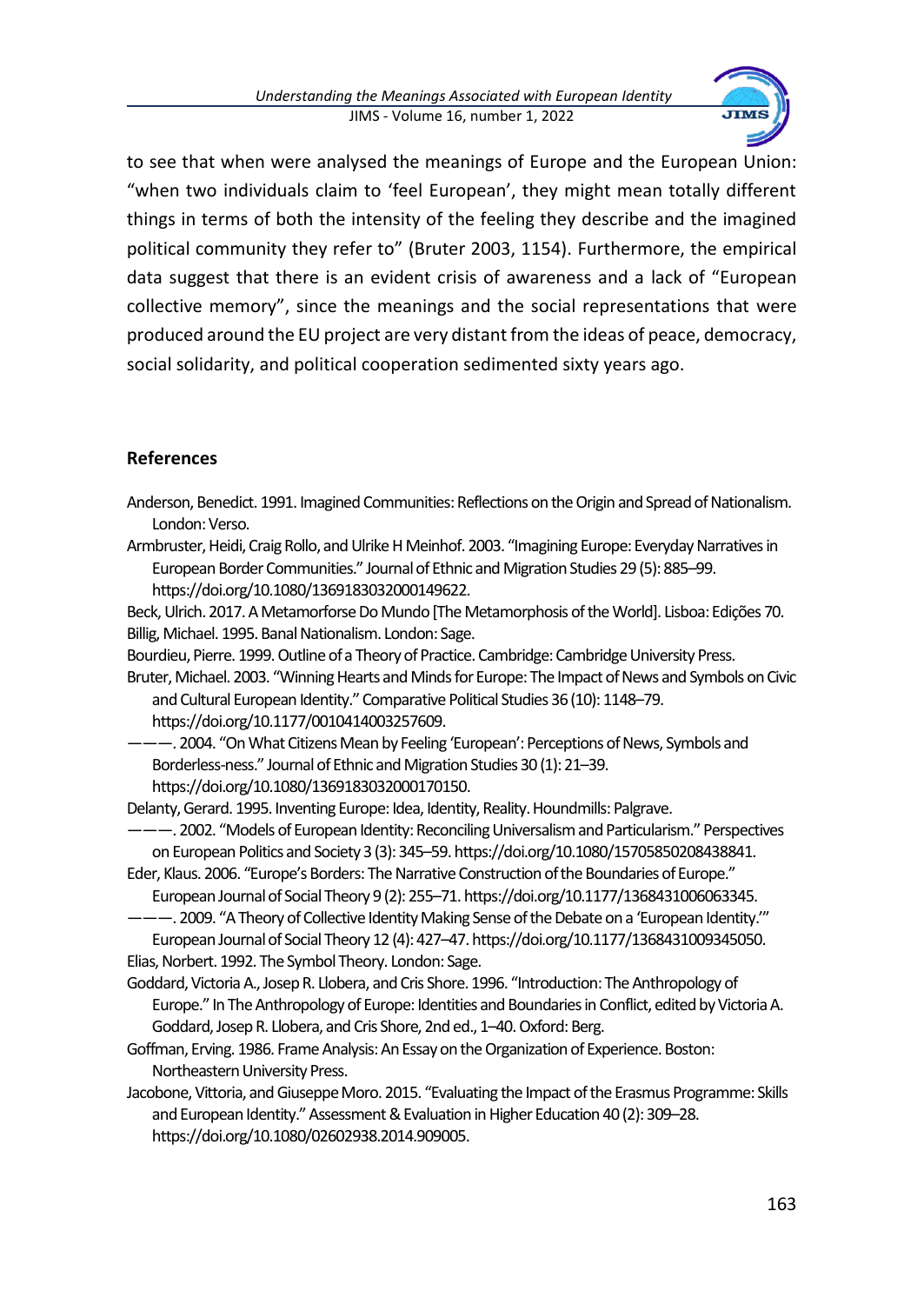to see that when were analysed the meanings of Europe and the European Union: "when two individuals claim to 'feel European', they might mean totally different things in terms of both the intensity of the feeling they describe and the imagined political community they refer to" (Bruter 2003, 1154). Furthermore, the empirical data suggest that there is an evident crisis of awareness and a lack of "European collective memory", since the meanings and the social representations that were produced around the EU project are very distant from the ideas of peace, democracy, social solidarity, and political cooperation sedimented sixty years ago.

## References

Anderson, Benedict. 1991. Imagined Communities: Reflections on the Origin and Spread of Nationalism. London: Verso.

Armbruster, Heidi, Craig Rollo, and Ulrike H Meinhof. 2003. "Imagining Europe: Everyday Narratives in European Border Communities." Journal of Ethnic and Migration Studies 29 (5): 885–99. https://doi.org/10.1080/1369183032000149622.

Beck, Ulrich. 2017. A Metamorforse Do Mundo [The Metamorphosis of the World]. Lisboa: Edições 70.

Billig, Michael. 1995. Banal Nationalism. London: Sage.

Bourdieu, Pierre. 1999. Outline of a Theory of Practice. Cambridge: Cambridge University Press.

Bruter, Michael. 2003. "Winning Hearts and Minds for Europe: The Impact of News and Symbols on Civic and Cultural European Identity." Comparative Political Studies 36 (10): 1148–79. https://doi.org/10.1177/0010414003257609.

———. 2004. "On What Citizens Mean by Feeling 'European': Perceptions of News, Symbols and Borderless-ness." Journal of Ethnic and Migration Studies 30 (1): 21–39. https://doi.org/10.1080/1369183032000170150.

Delanty, Gerard. 1995. Inventing Europe: Idea, Identity, Reality. Houndmills: Palgrave.

———. 2002. "Models of European Identity: Reconciling Universalism and Particularism." Perspectives on European Politics and Society 3 (3): 345–59. https://doi.org/10.1080/15705850208438841.

Eder, Klaus. 2006. "Europe's Borders: The Narrative Construction of the Boundaries of Europe." European Journal of Social Theory 9 (2): 255–71. https://doi.org/10.1177/1368431006063345.

———. 2009. "A Theory of Collective Identity Making Sense of the Debate on a 'European Identity.'" European Journal of Social Theory 12 (4): 427–47. https://doi.org/10.1177/1368431009345050.

Elias, Norbert. 1992. The Symbol Theory. London: Sage.

Goddard, Victoria A., Josep R. Llobera, and Cris Shore. 1996. "Introduction: The Anthropology of Europe." In The Anthropology of Europe: Identities and Boundaries in Conflict, edited by Victoria A. Goddard, Josep R. Llobera, and Cris Shore, 2nd ed., 1–40. Oxford: Berg.

Goffman, Erving. 1986. Frame Analysis: An Essay on the Organization of Experience. Boston: Northeastern University Press.

Jacobone, Vittoria, and Giuseppe Moro. 2015. "Evaluating the Impact of the Erasmus Programme: Skills and European Identity." Assessment & Evaluation in Higher Education 40 (2): 309–28. https://doi.org/10.1080/02602938.2014.909005.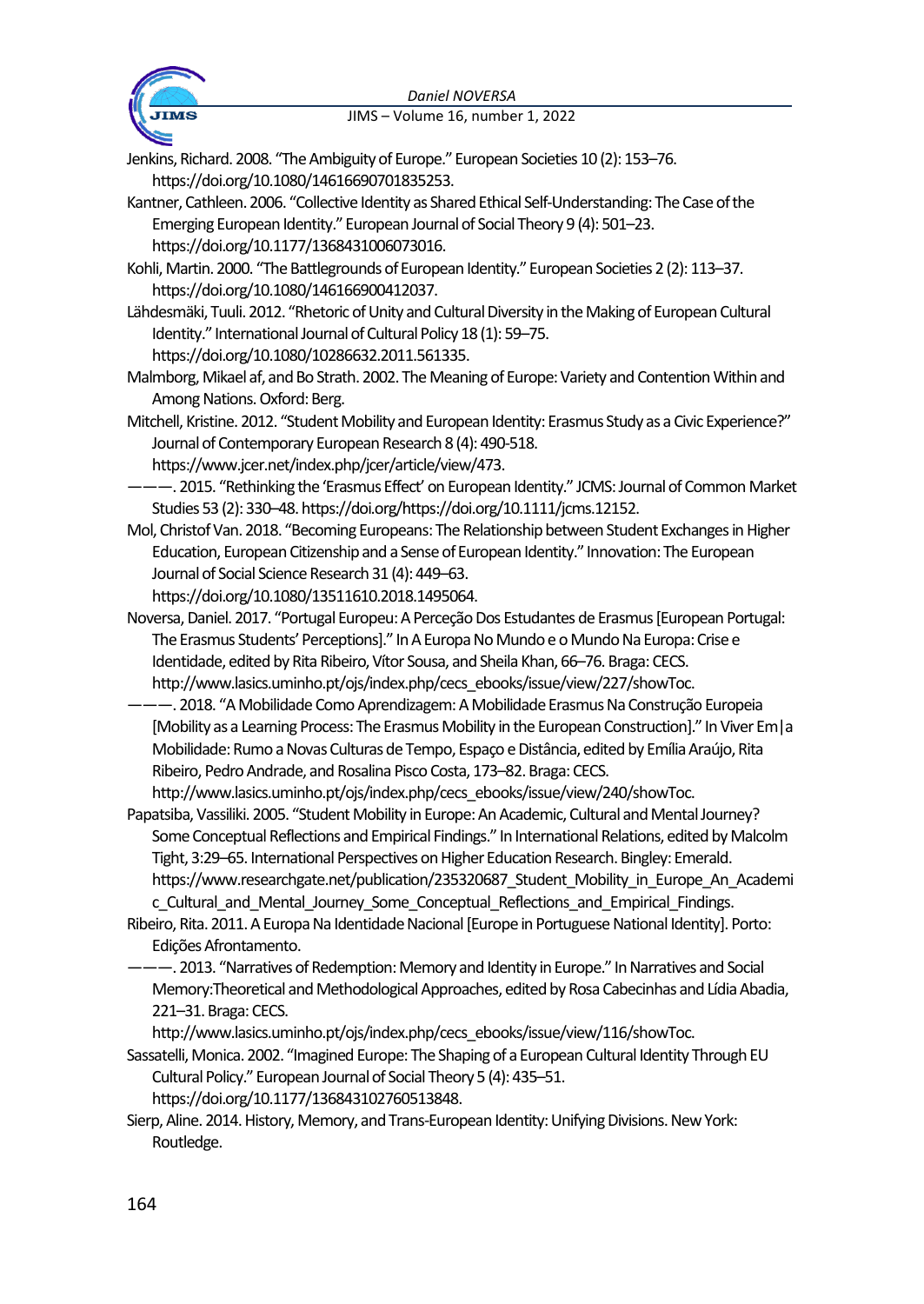Jenkins, Richard. 2008. "The Ambiguity of Europe." European Societies 10 (2): 153–76. https://doi.org/10.1080/14616690701835253.

Kantner, Cathleen. 2006. "Collective Identity as Shared Ethical Self-Understanding: The Case of the Emerging European Identity." European Journal of Social Theory 9 (4): 501–23. https://doi.org/10.1177/1368431006073016.

Kohli, Martin. 2000. "The Battlegrounds of European Identity." European Societies 2 (2): 113–37. https://doi.org/10.1080/146166900412037.

Lähdesmäki, Tuuli. 2012. "Rhetoric of Unity and Cultural Diversity in the Making of European Cultural Identity." International Journal of Cultural Policy 18 (1): 59–75. https://doi.org/10.1080/10286632.2011.561335.

Malmborg, Mikael af, and Bo Strath. 2002. The Meaning of Europe: Variety and Contention Within and Among Nations. Oxford: Berg.

Mitchell, Kristine. 2012. "Student Mobility and European Identity: Erasmus Study as a Civic Experience?" Journal of Contemporary European Research 8 (4): 490-518. https://www.jcer.net/index.php/jcer/article/view/473.

———. 2015. "Rethinking the 'Erasmus Effect' on European Identity." JCMS: Journal of Common Market Studies 53 (2): 330–48. https://doi.org/https://doi.org/10.1111/jcms.12152.

Mol, Christof Van. 2018. "Becoming Europeans: The Relationship between Student Exchanges in Higher Education, European Citizenship and a Sense of European Identity." Innovation: The European Journal of Social Science Research 31 (4): 449–63. https://doi.org/10.1080/13511610.2018.1495064.

Noversa, Daniel. 2017. "Portugal Europeu: A Perceção Dos Estudantes de Erasmus [European Portugal: The Erasmus Students' Perceptions]." In A Europa No Mundo e o Mundo Na Europa: Crise e Identidade, edited by Rita Ribeiro, Vítor Sousa, and Sheila Khan, 66–76. Braga: CECS. http://www.lasics.uminho.pt/ojs/index.php/cecs_ebooks/issue/view/227/showToc.

———. 2018. "A Mobilidade Como Aprendizagem: A Mobilidade Erasmus Na Construção Europeia [Mobility as a Learning Process: The Erasmus Mobility in the European Construction]." In Viver Em|a Mobilidade: Rumo a Novas Culturas de Tempo, Espaço e Distância, edited by Emília Araújo, Rita Ribeiro, Pedro Andrade, and Rosalina Pisco Costa, 173–82. Braga: CECS. http://www.lasics.uminho.pt/ojs/index.php/cecs_ebooks/issue/view/240/showToc.

Papatsiba, Vassiliki. 2005. "Student Mobility in Europe: An Academic, Cultural and Mental Journey? Some Conceptual Reflections and Empirical Findings." In International Relations, edited by Malcolm Tight, 3:29–65. International Perspectives on Higher Education Research. Bingley: Emerald. https://www.researchgate.net/publication/235320687_Student_Mobility_in_Europe_An_Academic_Cultural_and_Mental_Journey_Some_Conceptual_Reflections_and_Empirical_Findings.

Ribeiro, Rita. 2011. A Europa Na Identidade Nacional [Europe in Portuguese National Identity]. Porto: Edições Afrontamento.

———. 2013. "Narratives of Redemption: Memory and Identity in Europe." In Narratives and Social Memory:Theoretical and Methodological Approaches, edited by Rosa Cabecinhas and Lídia Abadia, 221–31. Braga: CECS. http://www.lasics.uminho.pt/ojs/index.php/cecs_ebooks/issue/view/116/showToc.

Sassatelli, Monica. 2002. "Imagined Europe: The Shaping of a European Cultural Identity Through EU Cultural Policy." European Journal of Social Theory 5 (4): 435–51. https://doi.org/10.1177/136843102760513848.

Sierp, Aline. 2014. History, Memory, and Trans-European Identity: Unifying Divisions. New York: Routledge.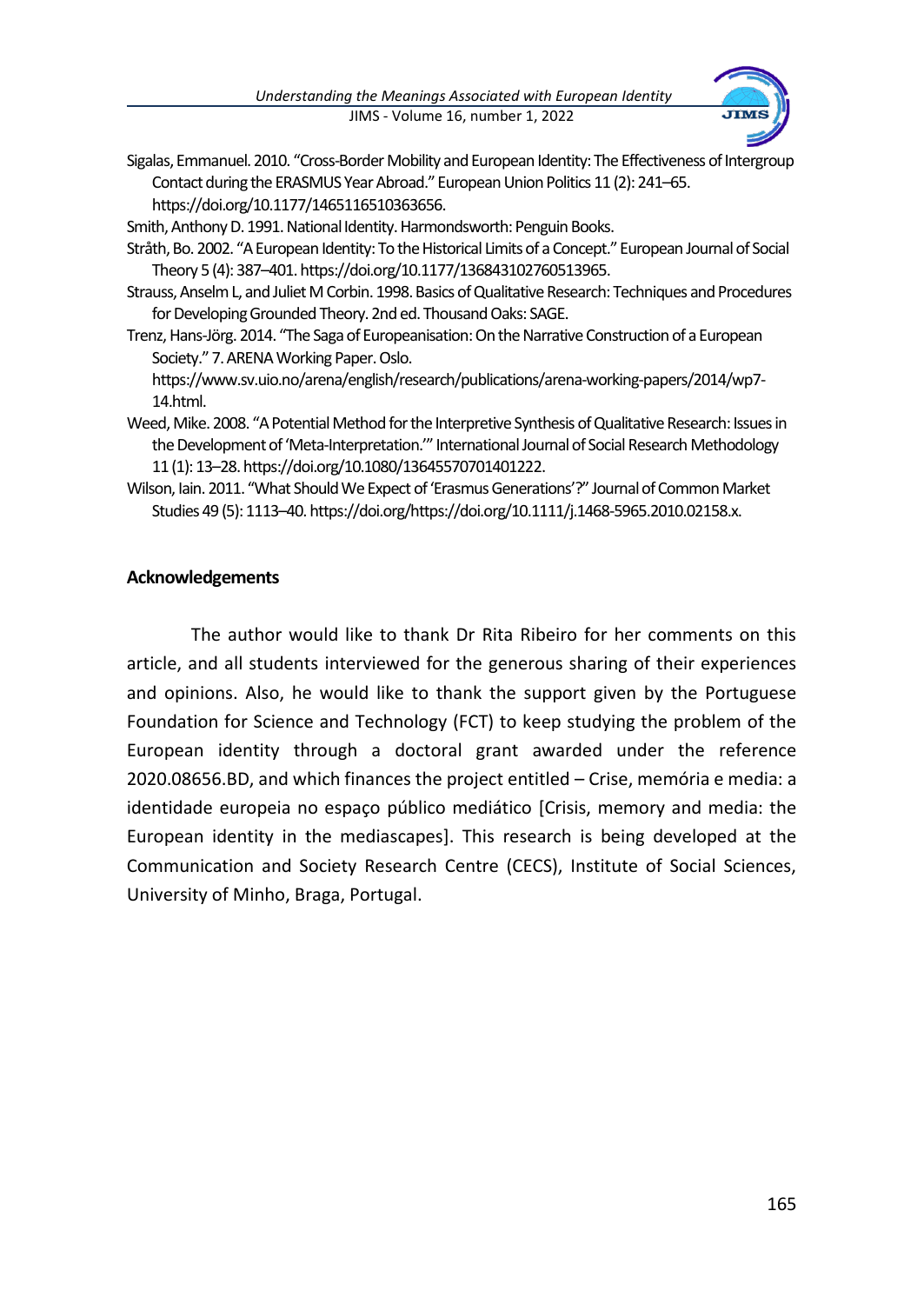Sigalas, Emmanuel. 2010. "Cross-Border Mobility and European Identity: The Effectiveness of Intergroup Contact during the ERASMUS Year Abroad." European Union Politics 11 (2): 241–65. https://doi.org/10.1177/1465116510363656.

Smith, Anthony D. 1991. National Identity. Harmondsworth: Penguin Books.

Stråth, Bo. 2002. "A European Identity: To the Historical Limits of a Concept." European Journal of Social Theory 5 (4): 387–401. https://doi.org/10.1177/136843102760513965.

Strauss, Anselm L, and Juliet M Corbin. 1998. Basics of Qualitative Research: Techniques and Procedures for Developing Grounded Theory. 2nd ed. Thousand Oaks: SAGE.

Trenz, Hans-Jörg. 2014. "The Saga of Europeanisation: On the Narrative Construction of a European Society." 7. ARENA Working Paper. Oslo. https://www.sv.uio.no/arena/english/research/publications/arena-working-papers/2014/wp7-14.html.

Weed, Mike. 2008. "A Potential Method for the Interpretive Synthesis of Qualitative Research: Issues in the Development of 'Meta-Interpretation.'" International Journal of Social Research Methodology 11 (1): 13–28. https://doi.org/10.1080/13645570701401222.

Wilson, Iain. 2011. "What Should We Expect of 'Erasmus Generations'?" Journal of Common Market Studies 49 (5): 1113–40. https://doi.org/https://doi.org/10.1111/j.1468-5965.2010.02158.x.

## Acknowledgements

The author would like to thank Dr Rita Ribeiro for her comments on this article, and all students interviewed for the generous sharing of their experiences and opinions. Also, he would like to thank the support given by the Portuguese Foundation for Science and Technology (FCT) to keep studying the problem of the European identity through a doctoral grant awarded under the reference 2020.08656.BD, and which finances the project entitled – Crise, memória e media: a identidade europeia no espaço público mediático [Crisis, memory and media: the European identity in the mediascapes]. This research is being developed at the Communication and Society Research Centre (CECS), Institute of Social Sciences, University of Minho, Braga, Portugal.